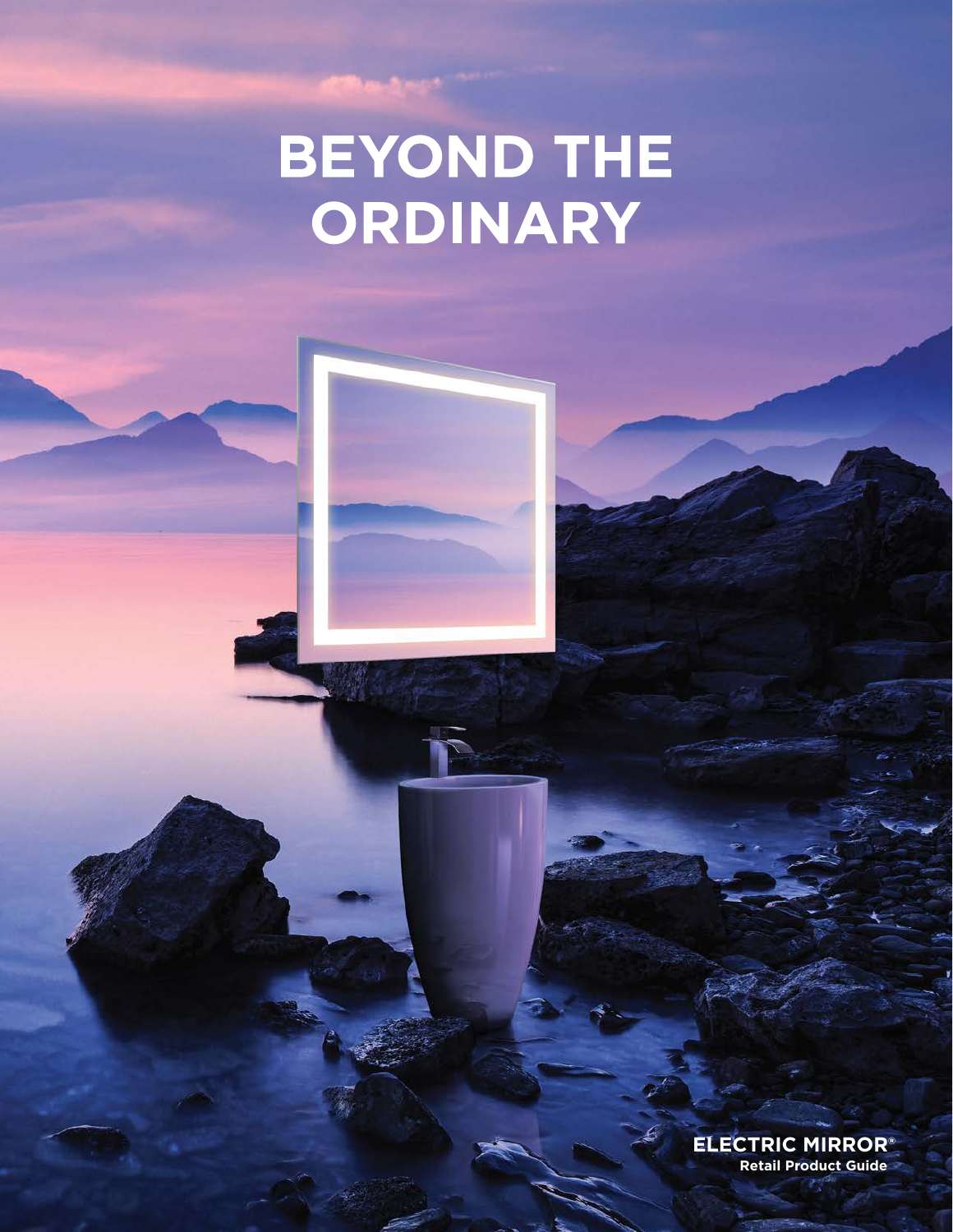# BEYOND THE ORDINARY

**ELECTRIC MIRROR®**
**Retail Product Guide**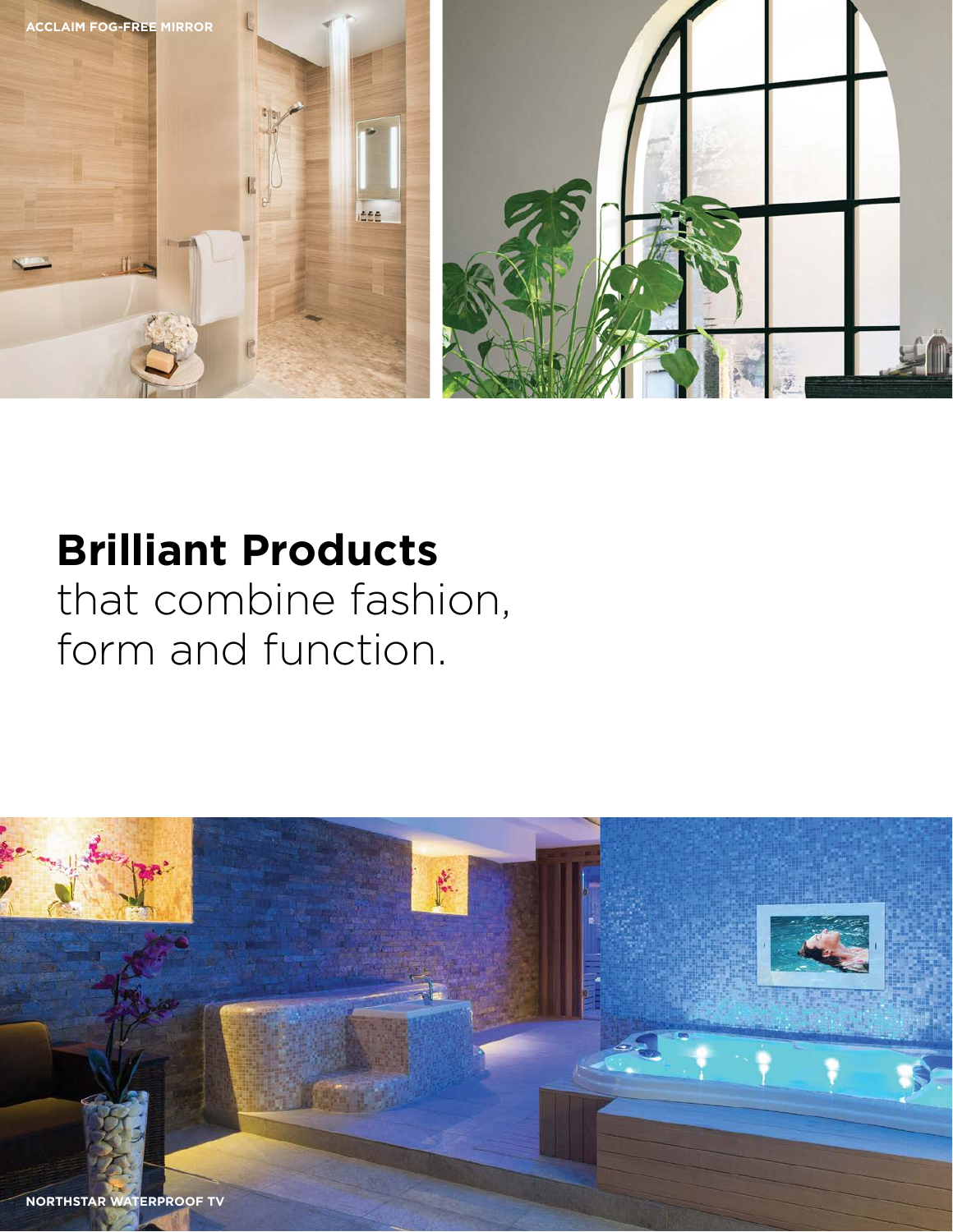ACCLAIM FOG-FREE MIRROR

**Brilliant Products**
that combine fashion, form and function.

NORTHSTAR WATERPROOF TV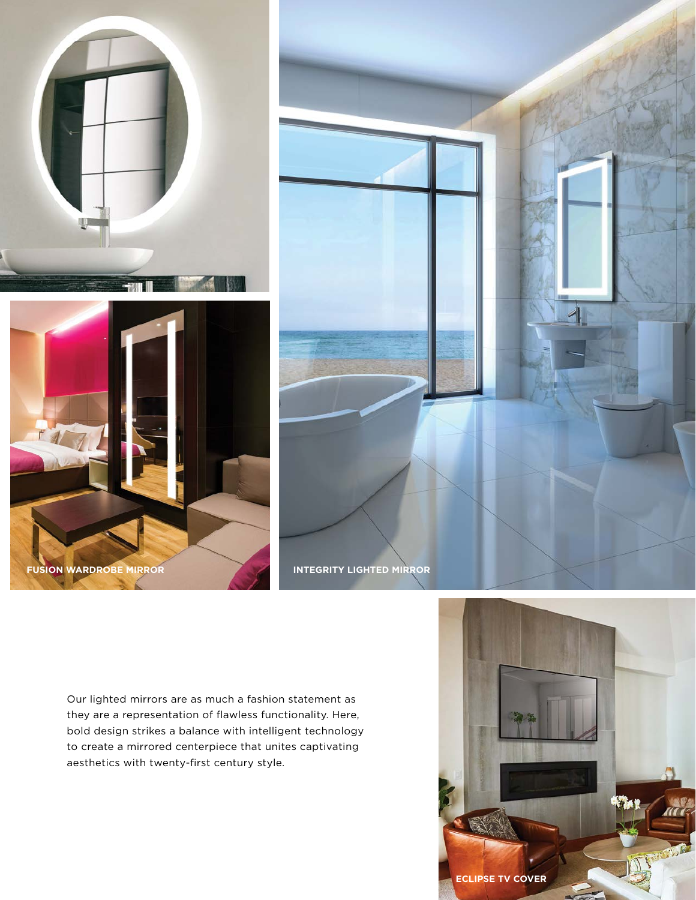FUSION WARDROBE MIRROR

INTEGRITY LIGHTED MIRROR

Our lighted mirrors are as much a fashion statement as they are a representation of flawless functionality. Here, bold design strikes a balance with intelligent technology to create a mirrored centerpiece that unites captivating aesthetics with twenty-first century style.

ECLIPSE TV COVER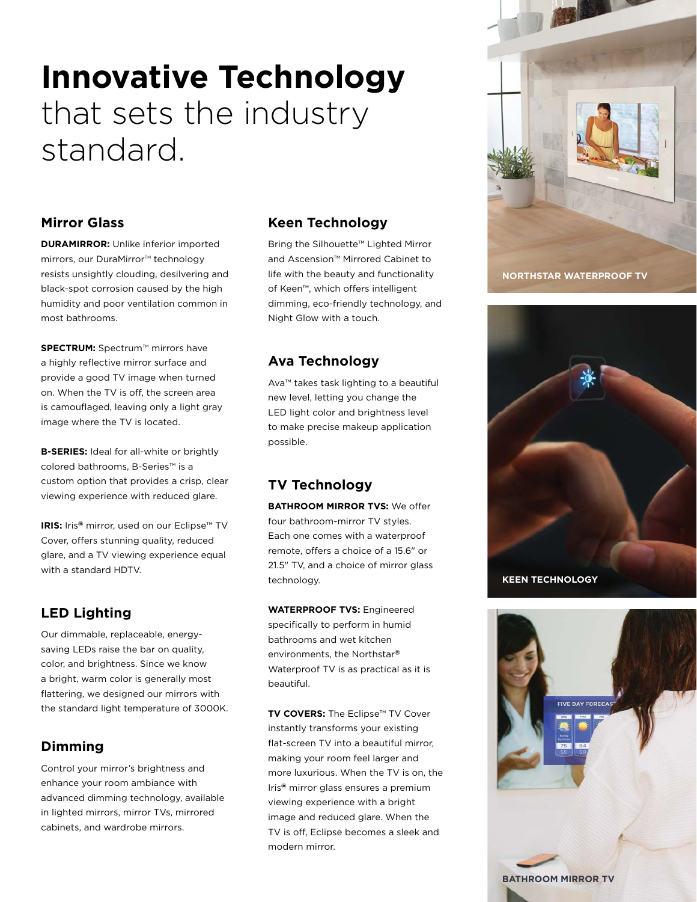# **Innovative Technology** that sets the industry standard.

## Mirror Glass

**DURAMIRROR:** Unlike inferior imported mirrors, our DuraMirror™ technology resists unsightly clouding, desilvering and black-spot corrosion caused by the high humidity and poor ventilation common in most bathrooms.

**SPECTRUM:** Spectrum™ mirrors have a highly reflective mirror surface and provide a good TV image when turned on. When the TV is off, the screen area is camouflaged, leaving only a light gray image where the TV is located.

**B-SERIES:** Ideal for all-white or brightly colored bathrooms, B-Series™ is a custom option that provides a crisp, clear viewing experience with reduced glare.

**IRIS:** Iris® mirror, used on our Eclipse™ TV Cover, offers stunning quality, reduced glare, and a TV viewing experience equal with a standard HDTV.

## LED Lighting

Our dimmable, replaceable, energy-saving LEDs raise the bar on quality, color, and brightness. Since we know a bright, warm color is generally most flattering, we designed our mirrors with the standard light temperature of 3000K.

## Dimming

Control your mirror's brightness and enhance your room ambiance with advanced dimming technology, available in lighted mirrors, mirror TVs, mirrored cabinets, and wardrobe mirrors.

## Keen Technology

Bring the Silhouette™ Lighted Mirror and Ascension™ Mirrored Cabinet to life with the beauty and functionality of Keen™, which offers intelligent dimming, eco-friendly technology, and Night Glow with a touch.

## Ava Technology

Ava™ takes task lighting to a beautiful new level, letting you change the LED light color and brightness level to make precise makeup application possible.

## TV Technology

**BATHROOM MIRROR TVS:** We offer four bathroom-mirror TV styles. Each one comes with a waterproof remote, offers a choice of a 15.6" or 21.5" TV, and a choice of mirror glass technology.

**WATERPROOF TVS:** Engineered specifically to perform in humid bathrooms and wet kitchen environments, the Northstar® Waterproof TV is as practical as it is beautiful.

**TV COVERS:** The Eclipse™ TV Cover instantly transforms your existing flat-screen TV into a beautiful mirror, making your room feel larger and more luxurious. When the TV is on, the Iris® mirror glass ensures a premium viewing experience with a bright image and reduced glare. When the TV is off, Eclipse becomes a sleek and modern mirror.

NORTHSTAR WATERPROOF TV

KEEN TECHNOLOGY

BATHROOM MIRROR TV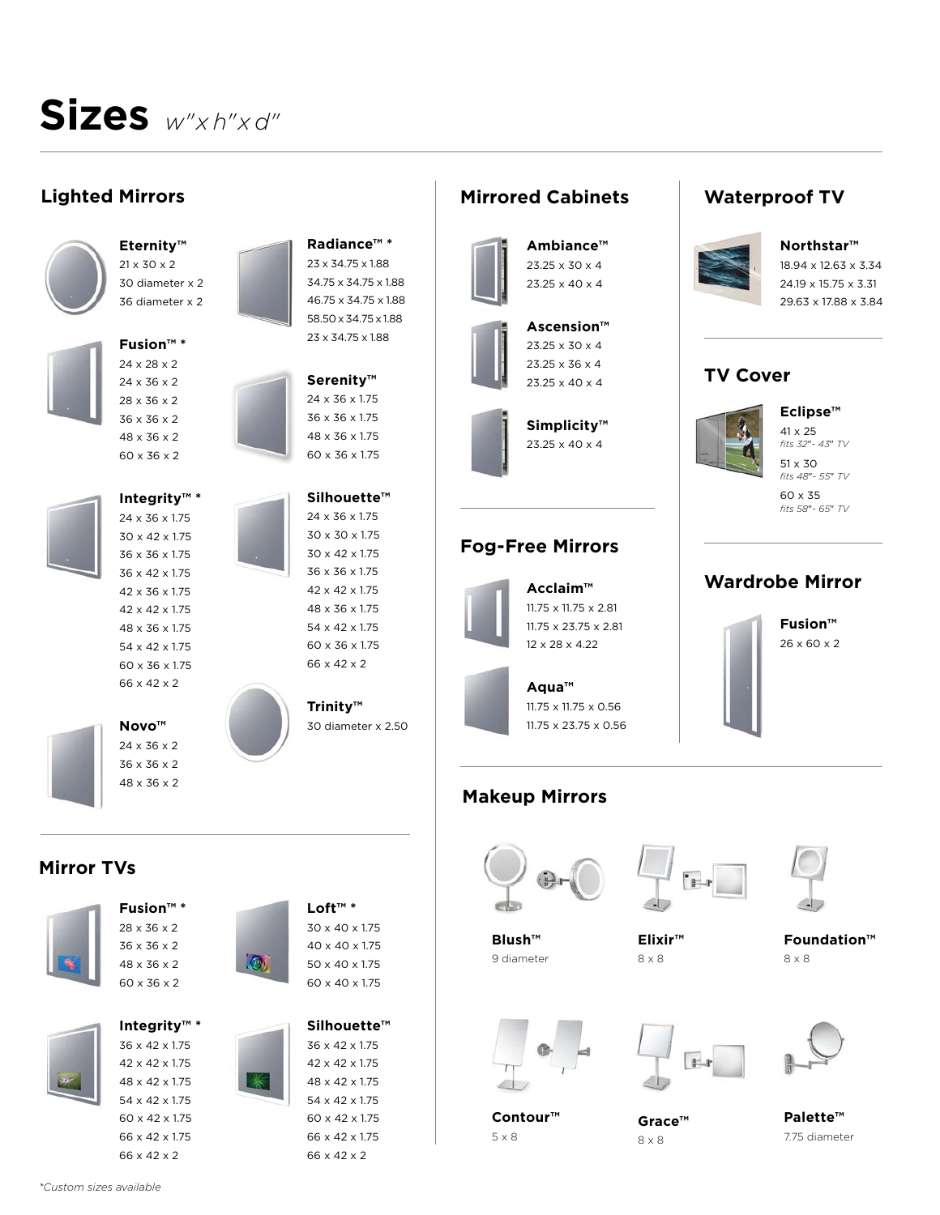# Sizes *w"x h"x d"*

## Lighted Mirrors

**Eternity™**
21 x 30 x 2
30 diameter x 2
36 diameter x 2

**Fusion™ ***
24 x 28 x 2
24 x 36 x 2
28 x 36 x 2
36 x 36 x 2
48 x 36 x 2
60 x 36 x 2

**Integrity™ ***
24 x 36 x 1.75
30 x 42 x 1.75
36 x 36 x 1.75
36 x 42 x 1.75
42 x 36 x 1.75
42 x 42 x 1.75
48 x 36 x 1.75
54 x 42 x 1.75
60 x 36 x 1.75
66 x 42 x 2

**Novo™**
24 x 36 x 2
36 x 36 x 2
48 x 36 x 2

**Radiance™ ***
23 x 34.75 x 1.88
34.75 x 34.75 x 1.88
46.75 x 34.75 x 1.88
58.50 x 34.75 x 1.88
23 x 34.75 x 1.88

**Serenity™**
24 x 36 x 1.75
36 x 36 x 1.75
48 x 36 x 1.75
60 x 36 x 1.75

**Silhouette™**
24 x 36 x 1.75
30 x 30 x 1.75
30 x 42 x 1.75
36 x 36 x 1.75
42 x 42 x 1.75
48 x 36 x 1.75
54 x 42 x 1.75
60 x 36 x 1.75
66 x 42 x 2

**Trinity™**
30 diameter x 2.50

## Mirror TVs

**Fusion™ ***
28 x 36 x 2
36 x 36 x 2
48 x 36 x 2
60 x 36 x 2

**Integrity™ ***
36 x 42 x 1.75
42 x 42 x 1.75
48 x 42 x 1.75
54 x 42 x 1.75
60 x 42 x 1.75
66 x 42 x 1.75
66 x 42 x 2

**Loft™ ***
30 x 40 x 1.75
40 x 40 x 1.75
50 x 40 x 1.75
60 x 40 x 1.75

**Silhouette™**
36 x 42 x 1.75
42 x 42 x 1.75
48 x 42 x 1.75
54 x 42 x 1.75
60 x 42 x 1.75
66 x 42 x 1.75
66 x 42 x 2

## Mirrored Cabinets

**Ambiance™**
23.25 x 30 x 4
23.25 x 40 x 4

**Ascension™**
23.25 x 30 x 4
23.25 x 36 x 4
23.25 x 40 x 4

**Simplicity™**
23.25 x 40 x 4

## Fog-Free Mirrors

**Acclaim™**
11.75 x 11.75 x 2.81
11.75 x 23.75 x 2.81
12 x 28 x 4.22

**Aqua™**
11.75 x 11.75 x 0.56
11.75 x 23.75 x 0.56

## Waterproof TV

**Northstar™**
18.94 x 12.63 x 3.34
24.19 x 15.75 x 3.31
29.63 x 17.88 x 3.84

## TV Cover

**Eclipse™**
41 x 25
*fits 32"- 43" TV*
51 x 30
*fits 48"- 55" TV*
60 x 35
*fits 58"- 65" TV*

## Wardrobe Mirror

**Fusion™**
26 x 60 x 2

## Makeup Mirrors

**Blush™**
9 diameter

**Elixir™**
8 x 8

**Foundation™**
8 x 8

**Contour™**
5 x 8

**Grace™**
8 x 8

**Palette™**
7.75 diameter

*Custom sizes available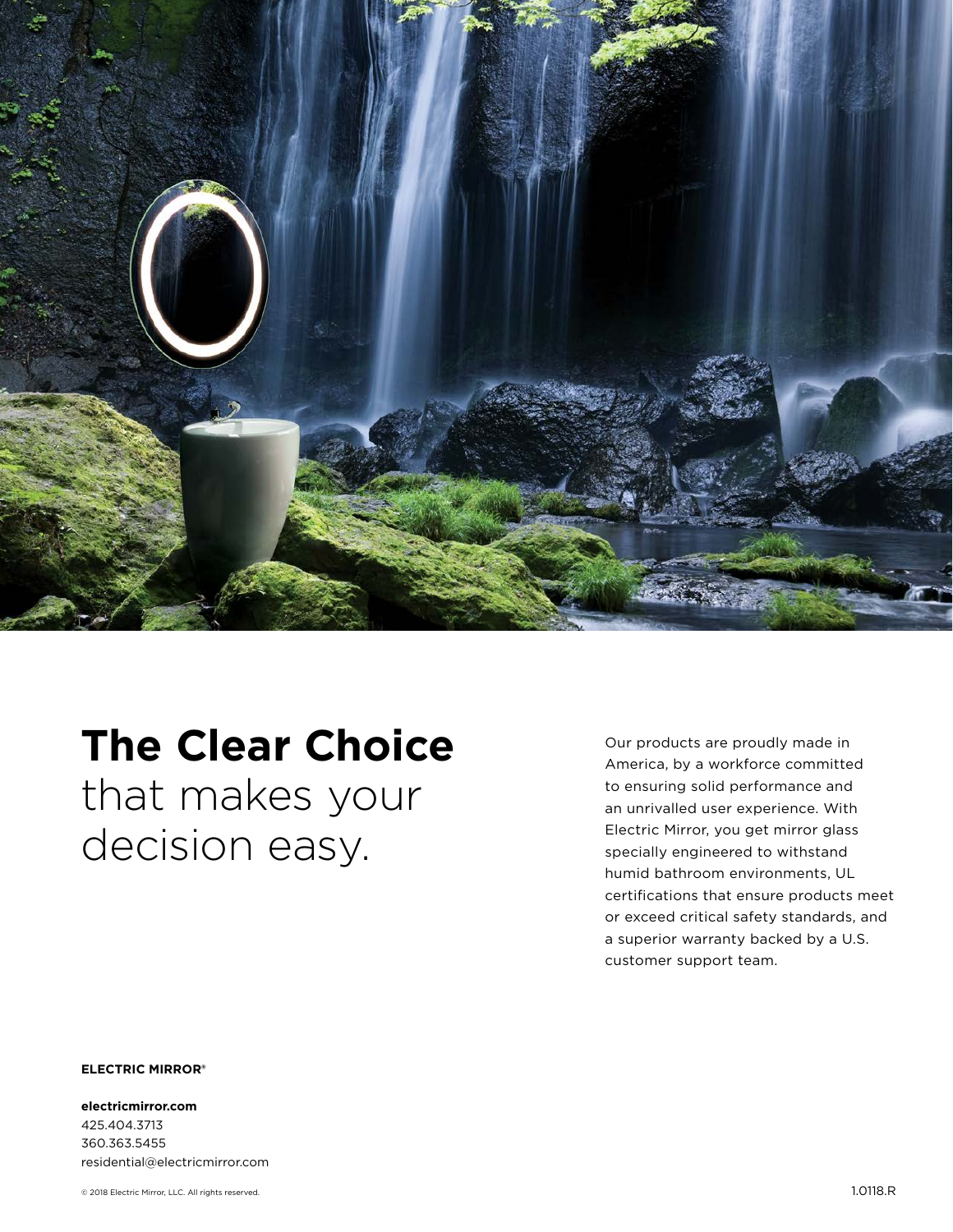# **The Clear Choice** that makes your decision easy.

Our products are proudly made in America, by a workforce committed to ensuring solid performance and an unrivalled user experience. With Electric Mirror, you get mirror glass specially engineered to withstand humid bathroom environments, UL certifications that ensure products meet or exceed critical safety standards, and a superior warranty backed by a U.S. customer support team.

**ELECTRIC MIRROR®**

**electricmirror.com**
425.404.3713
360.363.5455
residential@electricmirror.com

© 2018 Electric Mirror, LLC. All rights reserved.

1.0118.R